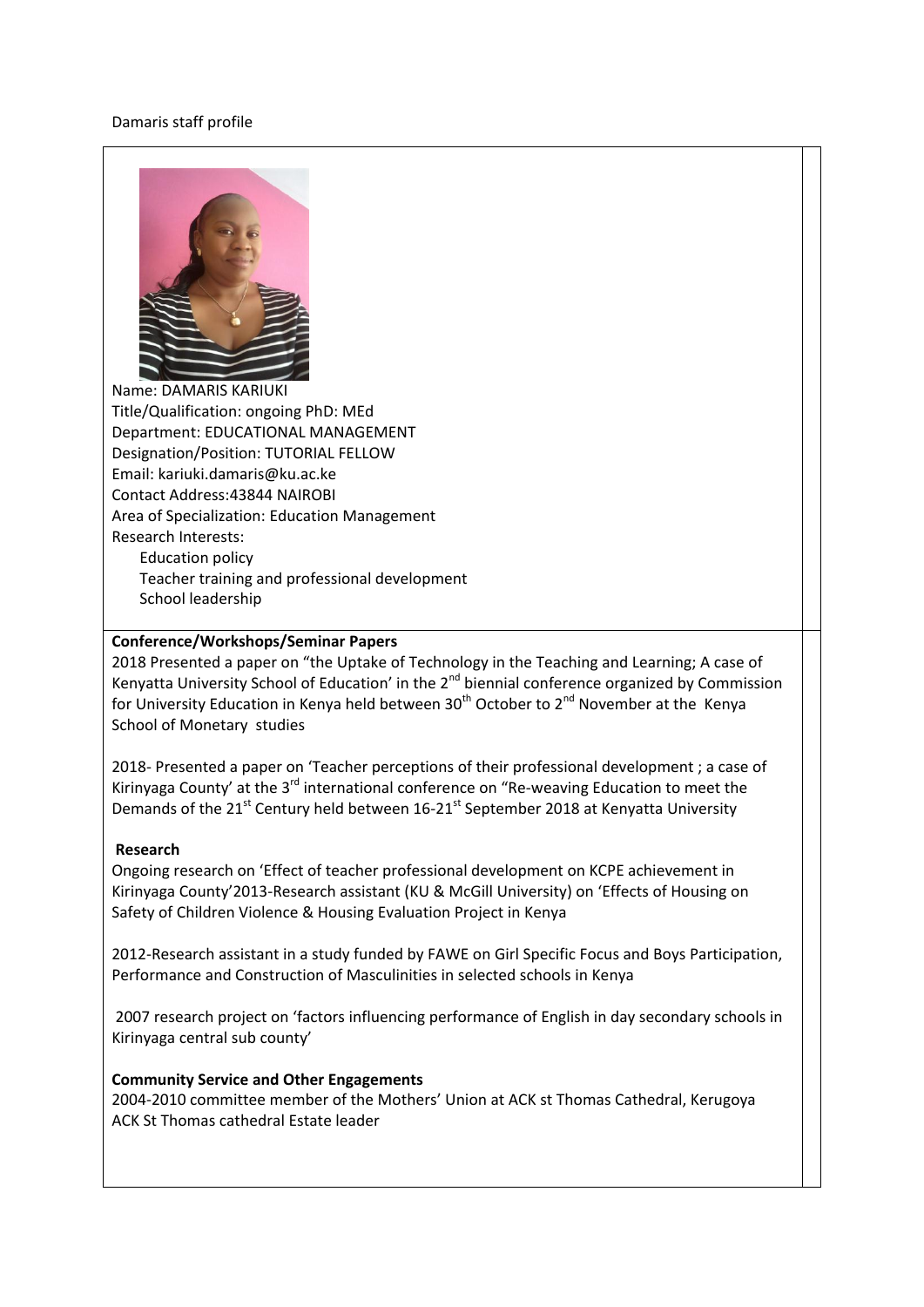Damaris staff profile

Name: DAMARIS KARIUKI
Title/Qualification: ongoing PhD: MEd
Department: EDUCATIONAL MANAGEMENT
Designation/Position: TUTORIAL FELLOW
Email: kariuki.damaris@ku.ac.ke
Contact Address:43844 NAIROBI
Area of Specialization: Education Management
Research Interests:

- Education policy
- Teacher training and professional development
- School leadership

**Conference/Workshops/Seminar Papers**

2018 Presented a paper on "the Uptake of Technology in the Teaching and Learning; A case of Kenyatta University School of Education' in the 2nd biennial conference organized by Commission for University Education in Kenya held between 30th October to 2nd November at the Kenya School of Monetary studies

2018- Presented a paper on 'Teacher perceptions of their professional development ; a case of Kirinyaga County' at the 3rd international conference on "Re-weaving Education to meet the Demands of the 21st Century held between 16-21st September 2018 at Kenyatta University

**Research**

Ongoing research on 'Effect of teacher professional development on KCPE achievement in Kirinyaga County'2013-Research assistant (KU & McGill University) on 'Effects of Housing on Safety of Children Violence & Housing Evaluation Project in Kenya

2012-Research assistant in a study funded by FAWE on Girl Specific Focus and Boys Participation, Performance and Construction of Masculinities in selected schools in Kenya

2007 research project on 'factors influencing performance of English in day secondary schools in Kirinyaga central sub county'

**Community Service and Other Engagements**

2004-2010 committee member of the Mothers' Union at ACK st Thomas Cathedral, Kerugoya
ACK St Thomas cathedral Estate leader